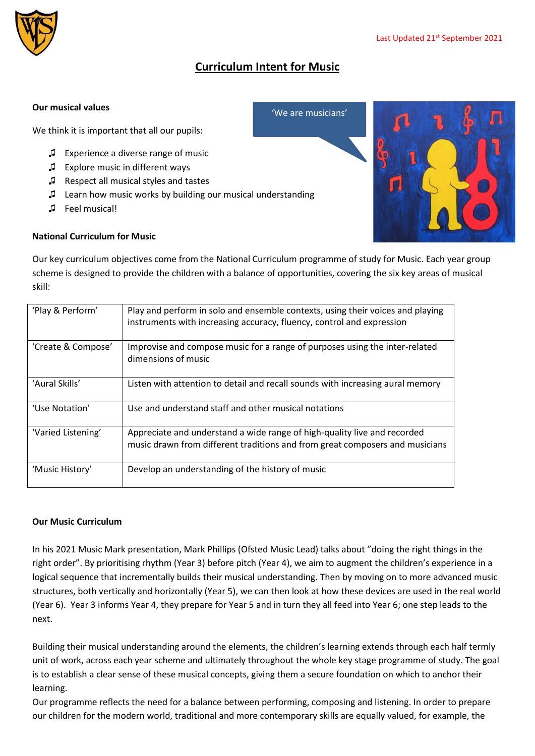Last Updated 21st September 2021

# Curriculum Intent for Music

**Our musical values**

'We are musicians'

We think it is important that all our pupils:

- Experience a diverse range of music
- Explore music in different ways
- Respect all musical styles and tastes
- Learn how music works by building our musical understanding
- Feel musical!

**National Curriculum for Music**

Our key curriculum objectives come from the National Curriculum programme of study for Music. Each year group scheme is designed to provide the children with a balance of opportunities, covering the six key areas of musical skill:

| | |
|---|---|
| 'Play & Perform' | Play and perform in solo and ensemble contexts, using their voices and playing instruments with increasing accuracy, fluency, control and expression |
| 'Create & Compose' | Improvise and compose music for a range of purposes using the inter-related dimensions of music |
| 'Aural Skills' | Listen with attention to detail and recall sounds with increasing aural memory |
| 'Use Notation' | Use and understand staff and other musical notations |
| 'Varied Listening' | Appreciate and understand a wide range of high-quality live and recorded music drawn from different traditions and from great composers and musicians |
| 'Music History' | Develop an understanding of the history of music |

**Our Music Curriculum**

In his 2021 Music Mark presentation, Mark Phillips (Ofsted Music Lead) talks about "doing the right things in the right order". By prioritising rhythm (Year 3) before pitch (Year 4), we aim to augment the children's experience in a logical sequence that incrementally builds their musical understanding. Then by moving on to more advanced music structures, both vertically and horizontally (Year 5), we can then look at how these devices are used in the real world (Year 6). Year 3 informs Year 4, they prepare for Year 5 and in turn they all feed into Year 6; one step leads to the next.

Building their musical understanding around the elements, the children's learning extends through each half termly unit of work, across each year scheme and ultimately throughout the whole key stage programme of study. The goal is to establish a clear sense of these musical concepts, giving them a secure foundation on which to anchor their learning.

Our programme reflects the need for a balance between performing, composing and listening. In order to prepare our children for the modern world, traditional and more contemporary skills are equally valued, for example, the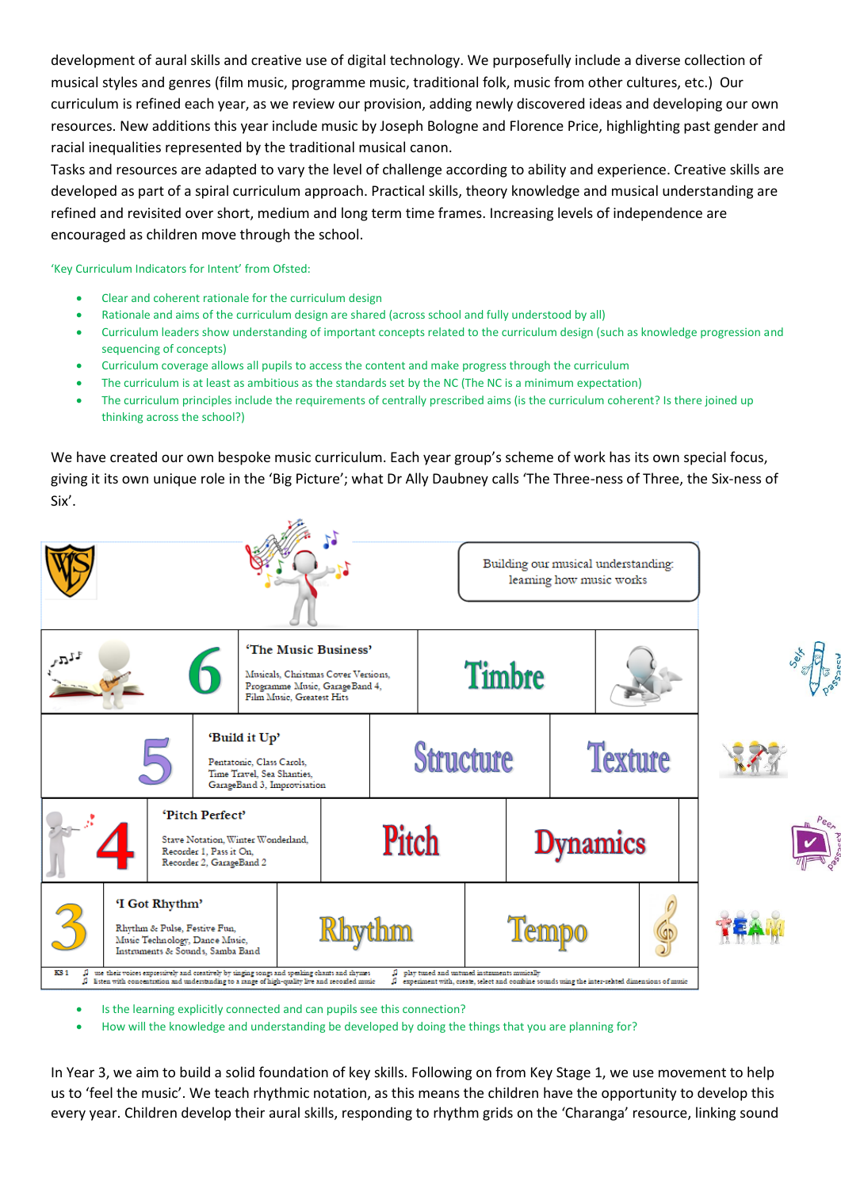development of aural skills and creative use of digital technology. We purposefully include a diverse collection of musical styles and genres (film music, programme music, traditional folk, music from other cultures, etc.) Our curriculum is refined each year, as we review our provision, adding newly discovered ideas and developing our own resources. New additions this year include music by Joseph Bologne and Florence Price, highlighting past gender and racial inequalities represented by the traditional musical canon.

Tasks and resources are adapted to vary the level of challenge according to ability and experience. Creative skills are developed as part of a spiral curriculum approach. Practical skills, theory knowledge and musical understanding are refined and revisited over short, medium and long term time frames. Increasing levels of independence are encouraged as children move through the school.

'Key Curriculum Indicators for Intent' from Ofsted:

- Clear and coherent rationale for the curriculum design
- Rationale and aims of the curriculum design are shared (across school and fully understood by all)
- Curriculum leaders show understanding of important concepts related to the curriculum design (such as knowledge progression and sequencing of concepts)
- Curriculum coverage allows all pupils to access the content and make progress through the curriculum
- The curriculum is at least as ambitious as the standards set by the NC (The NC is a minimum expectation)
- The curriculum principles include the requirements of centrally prescribed aims (is the curriculum coherent? Is there joined up thinking across the school?)

We have created our own bespoke music curriculum. Each year group's scheme of work has its own special focus, giving it its own unique role in the 'Big Picture'; what Dr Ally Daubney calls 'The Three-ness of Three, the Six-ness of Six'.

Building our musical understanding: learning how music works

| Year | Focus | Elements | |
|---|---|---|---|
| 6 | **'The Music Business'** Musicals, Christmas Cover Versions, Programme Music, GarageBand 4, Film Music, Greatest Hits | Timbre | |
| 5 | **'Build it Up'** Pentatonic, Class Carols, Time Travel, Sea Shanties, GarageBand 3, Improvisation | Structure | Texture |
| 4 | **'Pitch Perfect'** Stave Notation, Winter Wonderland, Recorder 1, Pass it On, Recorder 2, GarageBand 2 | Pitch | Dynamics |
| 3 | **'I Got Rhythm'** Rhythm & Pulse, Festive Fun, Music Technology, Dance Music, Instruments & Sounds, Samba Band | Rhythm | Tempo |

KS 1: use their voices expressively and creatively by singing songs and speaking chants and rhymes; listen with concentration and understanding to a range of high-quality live and recorded music; play tuned and untuned instruments musically; experiment with, create, select and combine sounds using the inter-related dimensions of music

Self Assessment · Team · Peer Assessment

- Is the learning explicitly connected and can pupils see this connection?
- How will the knowledge and understanding be developed by doing the things that you are planning for?

In Year 3, we aim to build a solid foundation of key skills. Following on from Key Stage 1, we use movement to help us to 'feel the music'. We teach rhythmic notation, as this means the children have the opportunity to develop this every year. Children develop their aural skills, responding to rhythm grids on the 'Charanga' resource, linking sound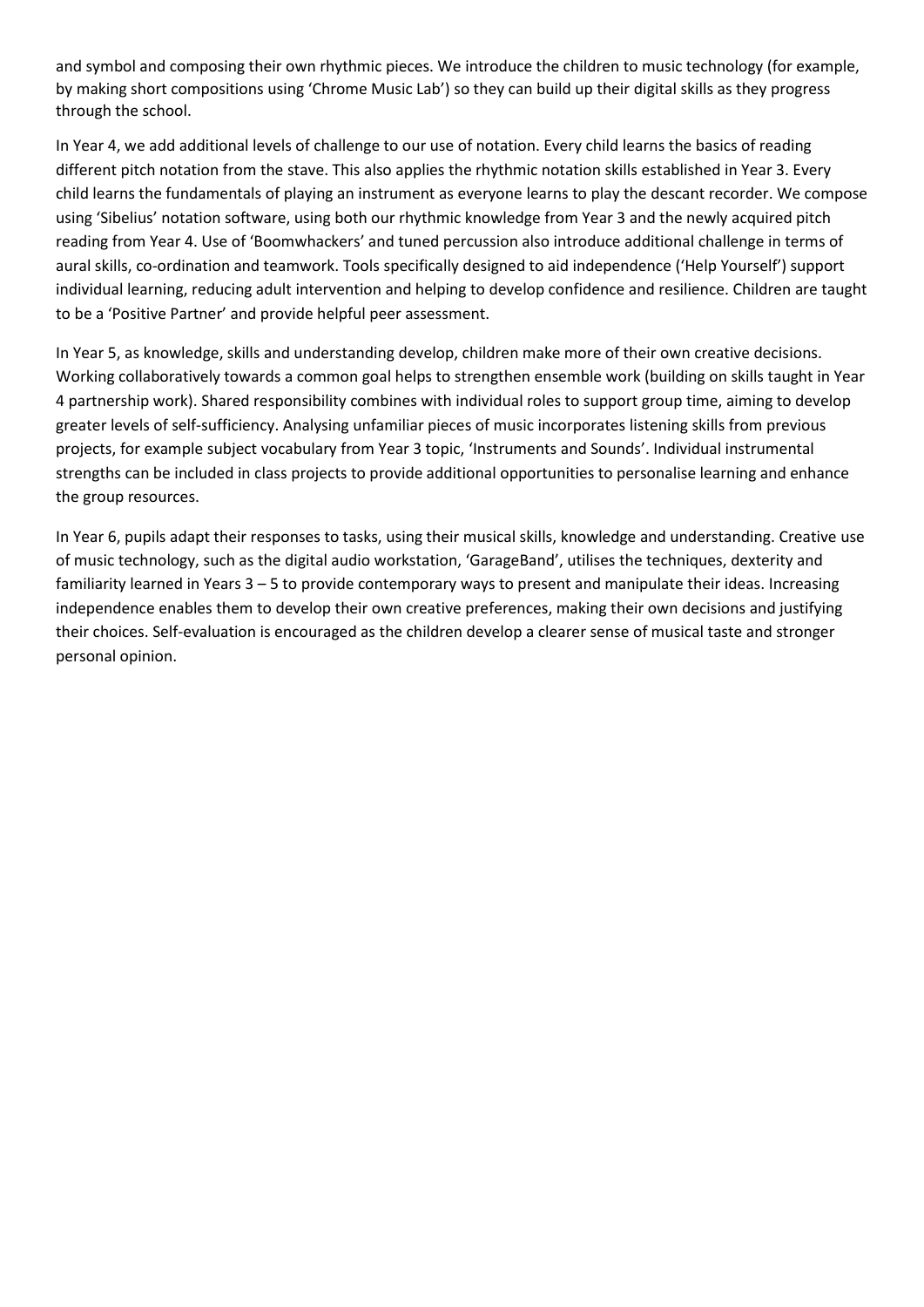and symbol and composing their own rhythmic pieces. We introduce the children to music technology (for example, by making short compositions using 'Chrome Music Lab') so they can build up their digital skills as they progress through the school.

In Year 4, we add additional levels of challenge to our use of notation. Every child learns the basics of reading different pitch notation from the stave. This also applies the rhythmic notation skills established in Year 3. Every child learns the fundamentals of playing an instrument as everyone learns to play the descant recorder. We compose using 'Sibelius' notation software, using both our rhythmic knowledge from Year 3 and the newly acquired pitch reading from Year 4. Use of 'Boomwhackers' and tuned percussion also introduce additional challenge in terms of aural skills, co-ordination and teamwork. Tools specifically designed to aid independence ('Help Yourself') support individual learning, reducing adult intervention and helping to develop confidence and resilience. Children are taught to be a 'Positive Partner' and provide helpful peer assessment.

In Year 5, as knowledge, skills and understanding develop, children make more of their own creative decisions. Working collaboratively towards a common goal helps to strengthen ensemble work (building on skills taught in Year 4 partnership work). Shared responsibility combines with individual roles to support group time, aiming to develop greater levels of self-sufficiency. Analysing unfamiliar pieces of music incorporates listening skills from previous projects, for example subject vocabulary from Year 3 topic, 'Instruments and Sounds'. Individual instrumental strengths can be included in class projects to provide additional opportunities to personalise learning and enhance the group resources.

In Year 6, pupils adapt their responses to tasks, using their musical skills, knowledge and understanding. Creative use of music technology, such as the digital audio workstation, 'GarageBand', utilises the techniques, dexterity and familiarity learned in Years 3 – 5 to provide contemporary ways to present and manipulate their ideas. Increasing independence enables them to develop their own creative preferences, making their own decisions and justifying their choices. Self-evaluation is encouraged as the children develop a clearer sense of musical taste and stronger personal opinion.